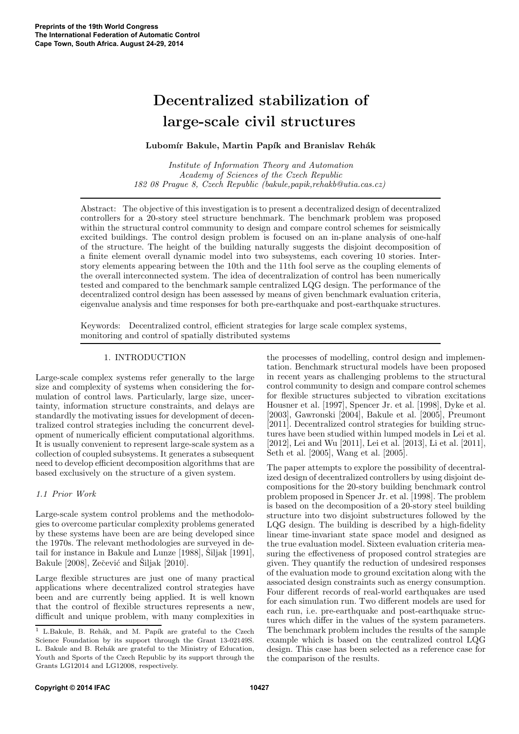# Decentralized stabilization of large-scale civil structures

**Lubomír Bakule, Martin Papík and Branislav Rehák**

*Institute of Information Theory and Automation*
*Academy of Sciences of the Czech Republic*
*182 08 Prague 8, Czech Republic (bakule,papik,rehakb@utia.cas.cz)*

Abstract: The objective of this investigation is to present a decentralized design of decentralized controllers for a 20-story steel structure benchmark. The benchmark problem was proposed within the structural control community to design and compare control schemes for seismically excited buildings. The control design problem is focused on an in-plane analysis of one-half of the structure. The height of the building naturally suggests the disjoint decomposition of a finite element overall dynamic model into two subsystems, each covering 10 stories. Inter-story elements appearing between the 10th and the 11th fool serve as the coupling elements of the overall interconnected system. The idea of decentralization of control has been numerically tested and compared to the benchmark sample centralized LQG design. The performance of the decentralized control design has been assessed by means of given benchmark evaluation criteria, eigenvalue analysis and time responses for both pre-earthquake and post-earthquake structures.

Keywords: Decentralized control, efficient strategies for large scale complex systems, monitoring and control of spatially distributed systems

## 1. INTRODUCTION

Large-scale complex systems refer generally to the large size and complexity of systems when considering the formulation of control laws. Particularly, large size, uncertainty, information structure constraints, and delays are standardly the motivating issues for development of decentralized control strategies including the concurrent development of numerically efficient computational algorithms. It is usually convenient to represent large-scale system as a collection of coupled subsystems. It generates a subsequent need to develop efficient decomposition algorithms that are based exclusively on the structure of a given system.

### *1.1 Prior Work*

Large-scale system control problems and the methodologies to overcome particular complexity problems generated by these systems have been are are being developed since the 1970s. The relevant methodologies are surveyed in detail for instance in Bakule and Lunze [1988], Šiljak [1991], Bakule [2008], Zečević and Šiljak [2010].

Large flexible structures are just one of many practical applications where decentralized control strategies have been and are currently being applied. It is well known that the control of flexible structures represents a new, difficult and unique problem, with many complexities in the processes of modelling, control design and implementation. Benchmark structural models have been proposed in recent years as challenging problems to the structural control community to design and compare control schemes for flexible structures subjected to vibration excitations Housner et al. [1997], Spencer Jr. et al. [1998], Dyke et al. [2003], Gawronski [2004], Bakule et al. [2005], Preumont [2011]. Decentralized control strategies for building structures have been studied within lumped models in Lei et al. [2012], Lei and Wu [2011], Lei et al. [2013], Li et al. [2011], Seth et al. [2005], Wang et al. [2005].

The paper attempts to explore the possibility of decentralized design of decentralized controllers by using disjoint decompositions for the 20-story building benchmark control problem proposed in Spencer Jr. et al. [1998]. The problem is based on the decomposition of a 20-story steel building structure into two disjoint substructures followed by the LQG design. The building is described by a high-fidelity linear time-invariant state space model and designed as the true evaluation model. Sixteen evaluation criteria measuring the effectiveness of proposed control strategies are given. They quantify the reduction of undesired responses of the evaluation mode to ground excitation along with the associated design constraints such as energy consumption. Four different records of real-world earthquakes are used for each simulation run. Two different models are used for each run, i.e. pre-earthquake and post-earthquake structures which differ in the values of the system parameters. The benchmark problem includes the results of the sample example which is based on the centralized control LQG design. This case has been selected as a reference case for the comparison of the results.

[1] L.Bakule, B. Rehák, and M. Papík are grateful to the Czech Science Foundation by its support through the Grant 13-02149S. L. Bakule and B. Rehák are grateful to the Ministry of Education, Youth and Sports of the Czech Republic by its support through the Grants LG12014 and LG12008, respectively.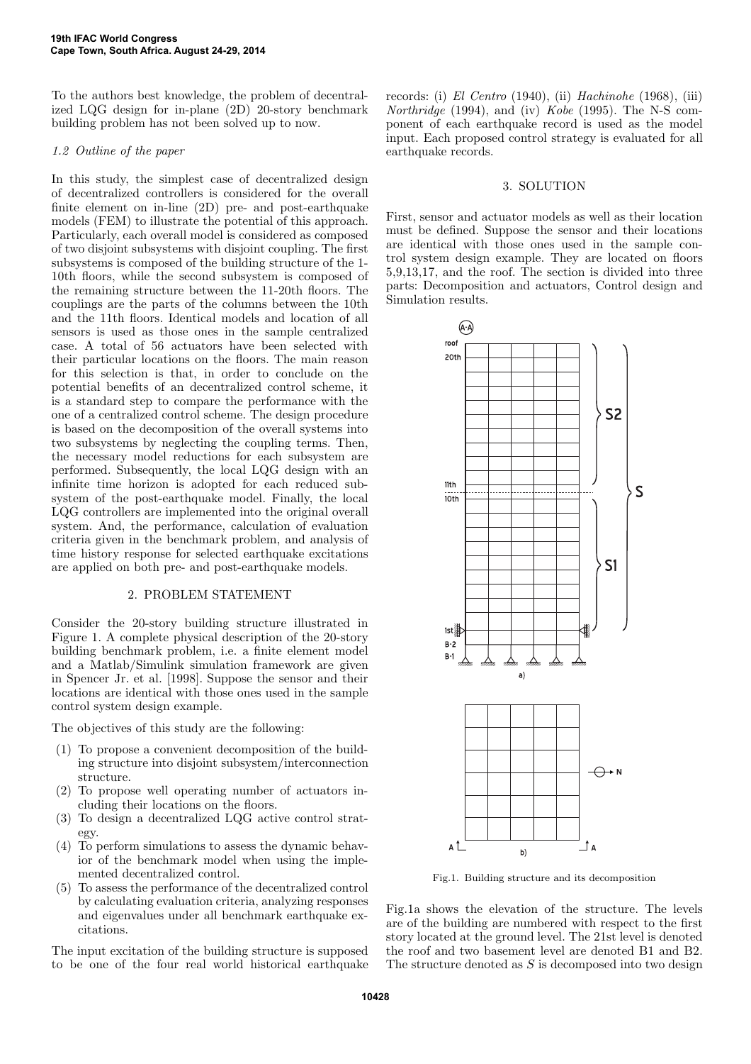To the authors best knowledge, the problem of decentralized LQG design for in-plane (2D) 20-story benchmark building problem has not been solved up to now.

### 1.2 Outline of the paper

In this study, the simplest case of decentralized design of decentralized controllers is considered for the overall finite element on in-line (2D) pre- and post-earthquake models (FEM) to illustrate the potential of this approach. Particularly, each overall model is considered as composed of two disjoint subsystems with disjoint coupling. The first subsystems is composed of the building structure of the 1-10th floors, while the second subsystem is composed of the remaining structure between the 11-20th floors. The couplings are the parts of the columns between the 10th and the 11th floors. Identical models and location of all sensors is used as those ones in the sample centralized case. A total of 56 actuators have been selected with their particular locations on the floors. The main reason for this selection is that, in order to conclude on the potential benefits of an decentralized control scheme, it is a standard step to compare the performance with the one of a centralized control scheme. The design procedure is based on the decomposition of the overall systems into two subsystems by neglecting the coupling terms. Then, the necessary model reductions for each subsystem are performed. Subsequently, the local LQG design with an infinite time horizon is adopted for each reduced subsystem of the post-earthquake model. Finally, the local LQG controllers are implemented into the original overall system. And, the performance, calculation of evaluation criteria given in the benchmark problem, and analysis of time history response for selected earthquake excitations are applied on both pre- and post-earthquake models.

## 2. PROBLEM STATEMENT

Consider the 20-story building structure illustrated in Figure 1. A complete physical description of the 20-story building benchmark problem, i.e. a finite element model and a Matlab/Simulink simulation framework are given in Spencer Jr. et al. [1998]. Suppose the sensor and their locations are identical with those ones used in the sample control system design example.

The objectives of this study are the following:

1. To propose a convenient decomposition of the building structure into disjoint subsystem/interconnection structure.
2. To propose well operating number of actuators including their locations on the floors.
3. To design a decentralized LQG active control strategy.
4. To perform simulations to assess the dynamic behavior of the benchmark model when using the implemented decentralized control.
5. To assess the performance of the decentralized control by calculating evaluation criteria, analyzing responses and eigenvalues under all benchmark earthquake excitations.

The input excitation of the building structure is supposed to be one of the four real world historical earthquake records: (i) *El Centro* (1940), (ii) *Hachinohe* (1968), (iii) *Northridge* (1994), and (iv) *Kobe* (1995). The N-S component of each earthquake record is used as the model input. Each proposed control strategy is evaluated for all earthquake records.

## 3. SOLUTION

First, sensor and actuator models as well as their location must be defined. Suppose the sensor and their locations are identical with those ones used in the sample control system design example. They are located on floors 5,9,13,17, and the roof. The section is divided into three parts: Decomposition and actuators, Control design and Simulation results.

Fig.1. Building structure and its decomposition

Fig.1a shows the elevation of the structure. The levels are of the building are numbered with respect to the first story located at the ground level. The 21st level is denoted the roof and two basement level are denoted B1 and B2. The structure denoted as $S$ is decomposed into two design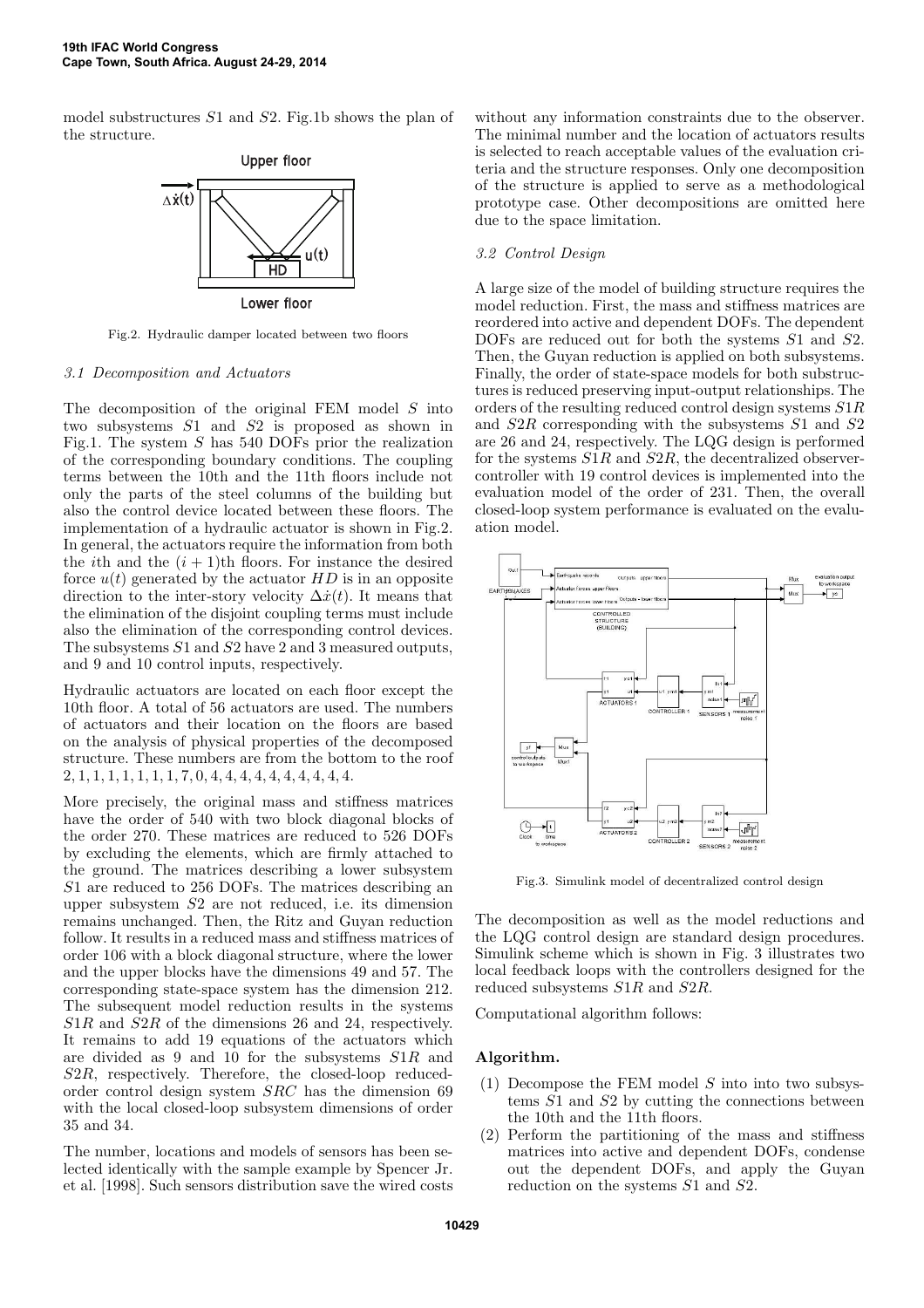model substructures $S1$ and $S2$. Fig.1b shows the plan of the structure.

Fig.2. Hydraulic damper located between two floors

### 3.1 Decomposition and Actuators

The decomposition of the original FEM model $S$ into two subsystems $S1$ and $S2$ is proposed as shown in Fig.1. The system $S$ has 540 DOFs prior the realization of the corresponding boundary conditions. The coupling terms between the 10th and the 11th floors include not only the parts of the steel columns of the building but also the control device located between these floors. The implementation of a hydraulic actuator is shown in Fig.2. In general, the actuators require the information from both the $i$th and the $(i+1)$th floors. For instance the desired force $u(t)$ generated by the actuator $HD$ is in an opposite direction to the inter-story velocity $\Delta\dot{x}(t)$. It means that the elimination of the disjoint coupling terms must include also the elimination of the corresponding control devices. The subsystems $S1$ and $S2$ have 2 and 3 measured outputs, and 9 and 10 control inputs, respectively.

Hydraulic actuators are located on each floor except the 10th floor. A total of 56 actuators are used. The numbers of actuators and their location on the floors are based on the analysis of physical properties of the decomposed structure. These numbers are from the bottom to the roof $2, 1, 1, 1, 1, 1, 1, 1, 7, 0, 4, 4, 4, 4, 4, 4, 4, 4, 4, 4$.

More precisely, the original mass and stiffness matrices have the order of 540 with two block diagonal blocks of the order 270. These matrices are reduced to 526 DOFs by excluding the elements, which are firmly attached to the ground. The matrices describing a lower subsystem $S1$ are reduced to 256 DOFs. The matrices describing an upper subsystem $S2$ are not reduced, i.e. its dimension remains unchanged. Then, the Ritz and Guyan reduction follow. It results in a reduced mass and stiffness matrices of order 106 with a block diagonal structure, where the lower and the upper blocks have the dimensions 49 and 57. The corresponding state-space system has the dimension 212. The subsequent model reduction results in the systems $S1R$ and $S2R$ of the dimensions 26 and 24, respectively. It remains to add 19 equations of the actuators which are divided as 9 and 10 for the subsystems $S1R$ and $S2R$, respectively. Therefore, the closed-loop reduced-order control design system $SRC$ has the dimension 69 with the local closed-loop subsystem dimensions of order 35 and 34.

The number, locations and models of sensors has been selected identically with the sample example by Spencer Jr. et al. [1998]. Such sensors distribution save the wired costs without any information constraints due to the observer. The minimal number and the location of actuators results is selected to reach acceptable values of the evaluation criteria and the structure responses. Only one decomposition of the structure is applied to serve as a methodological prototype case. Other decompositions are omitted here due to the space limitation.

### 3.2 Control Design

A large size of the model of building structure requires the model reduction. First, the mass and stiffness matrices are reordered into active and dependent DOFs. The dependent DOFs are reduced out for both the systems $S1$ and $S2$. Then, the Guyan reduction is applied on both subsystems. Finally, the order of state-space models for both substructures is reduced preserving input-output relationships. The orders of the resulting reduced control design systems $S1R$ and $S2R$ corresponding with the subsystems $S1$ and $S2$ are 26 and 24, respectively. The LQG design is performed for the systems $S1R$ and $S2R$, the decentralized observer-controller with 19 control devices is implemented into the evaluation model of the order of 231. Then, the overall closed-loop system performance is evaluated on the evaluation model.

Fig.3. Simulink model of decentralized control design

The decomposition as well as the model reductions and the LQG control design are standard design procedures. Simulink scheme which is shown in Fig. 3 illustrates two local feedback loops with the controllers designed for the reduced subsystems $S1R$ and $S2R$.

Computational algorithm follows:

**Algorithm.**

(1) Decompose the FEM model $S$ into into two subsystems $S1$ and $S2$ by cutting the connections between the 10th and the 11th floors.
(2) Perform the partitioning of the mass and stiffness matrices into active and dependent DOFs, condense out the dependent DOFs, and apply the Guyan reduction on the systems $S1$ and $S2$.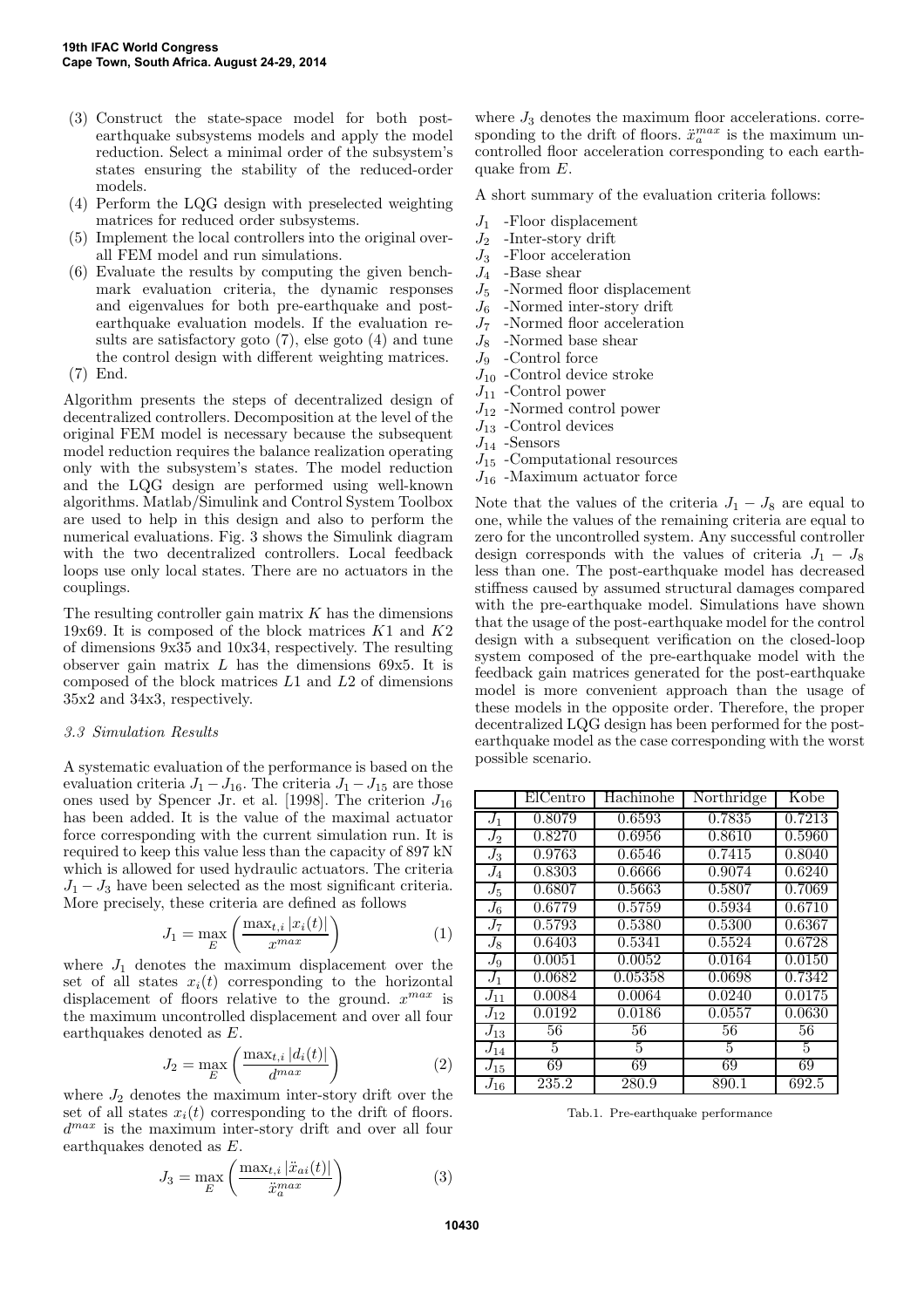(3) Construct the state-space model for both post-earthquake subsystems models and apply the model reduction. Select a minimal order of the subsystem's states ensuring the stability of the reduced-order models.
(4) Perform the LQG design with preselected weighting matrices for reduced order subsystems.
(5) Implement the local controllers into the original overall FEM model and run simulations.
(6) Evaluate the results by computing the given benchmark evaluation criteria, the dynamic responses and eigenvalues for both pre-earthquake and post-earthquake evaluation models. If the evaluation results are satisfactory goto (7), else goto (4) and tune the control design with different weighting matrices.
(7) End.

Algorithm presents the steps of decentralized design of decentralized controllers. Decomposition at the level of the original FEM model is necessary because the subsequent model reduction requires the balance realization operating only with the subsystem's states. The model reduction and the LQG design are performed using well-known algorithms. Matlab/Simulink and Control System Toolbox are used to help in this design and also to perform the numerical evaluations. Fig. 3 shows the Simulink diagram with the two decentralized controllers. Local feedback loops use only local states. There are no actuators in the couplings.

The resulting controller gain matrix $K$ has the dimensions 19x69. It is composed of the block matrices $K1$ and $K2$ of dimensions 9x35 and 10x34, respectively. The resulting observer gain matrix $L$ has the dimensions 69x5. It is composed of the block matrices $L1$ and $L2$ of dimensions 35x2 and 34x3, respectively.

### 3.3 Simulation Results

A systematic evaluation of the performance is based on the evaluation criteria $J_1 - J_{16}$. The criteria $J_1 - J_{15}$ are those ones used by Spencer Jr. et al. [1998]. The criterion $J_{16}$ has been added. It is the value of the maximal actuator force corresponding with the current simulation run. It is required to keep this value less than the capacity of 897 kN which is allowed for used hydraulic actuators. The criteria $J_1 - J_3$ have been selected as the most significant criteria. More precisely, these criteria are defined as follows

$$J_1 = \max_E \left( \frac{\max_{t,i} |x_i(t)|}{x^{max}} \right) \tag{1}$$

where $J_1$ denotes the maximum displacement over the set of all states $x_i(t)$ corresponding to the horizontal displacement of floors relative to the ground. $x^{max}$ is the maximum uncontrolled displacement and over all four earthquakes denoted as $E$.

$$J_2 = \max_E \left( \frac{\max_{t,i} |d_i(t)|}{d^{max}} \right) \tag{2}$$

where $J_2$ denotes the maximum inter-story drift over the set of all states $x_i(t)$ corresponding to the drift of floors. $d^{max}$ is the maximum inter-story drift and over all four earthquakes denoted as $E$.

$$J_3 = \max_E \left( \frac{\max_{t,i} |\ddot{x}_{ai}(t)|}{\ddot{x}_a^{max}} \right) \tag{3}$$

where $J_3$ denotes the maximum floor accelerations. corresponding to the drift of floors. $\ddot{x}_a^{max}$ is the maximum uncontrolled floor acceleration corresponding to each earthquake from $E$.

A short summary of the evaluation criteria follows:

$J_1$ -Floor displacement
$J_2$ -Inter-story drift
$J_3$ -Floor acceleration
$J_4$ -Base shear
$J_5$ -Normed floor displacement
$J_6$ -Normed inter-story drift
$J_7$ -Normed floor acceleration
$J_8$ -Normed base shear
$J_9$ -Control force
$J_{10}$ -Control device stroke
$J_{11}$ -Control power
$J_{12}$ -Normed control power
$J_{13}$ -Control devices
$J_{14}$ -Sensors
$J_{15}$ -Computational resources
$J_{16}$ -Maximum actuator force

Note that the values of the criteria $J_1 - J_8$ are equal to one, while the values of the remaining criteria are equal to zero for the uncontrolled system. Any successful controller design corresponds with the values of criteria $J_1 - J_8$ less than one. The post-earthquake model has decreased stiffness caused by assumed structural damages compared with the pre-earthquake model. Simulations have shown that the usage of the post-earthquake model for the control design with a subsequent verification on the closed-loop system composed of the pre-earthquake model with the feedback gain matrices generated for the post-earthquake model is more convenient approach than the usage of these models in the opposite order. Therefore, the proper decentralized LQG design has been performed for the post-earthquake model as the case corresponding with the worst possible scenario.

| | ElCentro | Hachinohe | Northridge | Kobe |
|---|---|---|---|---|
| $J_1$ | 0.8079 | 0.6593 | 0.7835 | 0.7213 |
| $J_2$ | 0.8270 | 0.6956 | 0.8610 | 0.5960 |
| $J_3$ | 0.9763 | 0.6546 | 0.7415 | 0.8040 |
| $J_4$ | 0.8303 | 0.6666 | 0.9074 | 0.6240 |
| $J_5$ | 0.6807 | 0.5663 | 0.5807 | 0.7069 |
| $J_6$ | 0.6779 | 0.5759 | 0.5934 | 0.6710 |
| $J_7$ | 0.5793 | 0.5380 | 0.5300 | 0.6367 |
| $J_8$ | 0.6403 | 0.5341 | 0.5524 | 0.6728 |
| $J_9$ | 0.0051 | 0.0052 | 0.0164 | 0.0150 |
| $J_1$ | 0.0682 | 0.05358 | 0.0698 | 0.7342 |
| $J_{11}$ | 0.0084 | 0.0064 | 0.0240 | 0.0175 |
| $J_{12}$ | 0.0192 | 0.0186 | 0.0557 | 0.0630 |
| $J_{13}$ | 56 | 56 | 56 | 56 |
| $J_{14}$ | 5 | 5 | 5 | 5 |
| $J_{15}$ | 69 | 69 | 69 | 69 |
| $J_{16}$ | 235.2 | 280.9 | 890.1 | 692.5 |

Tab.1. Pre-earthquake performance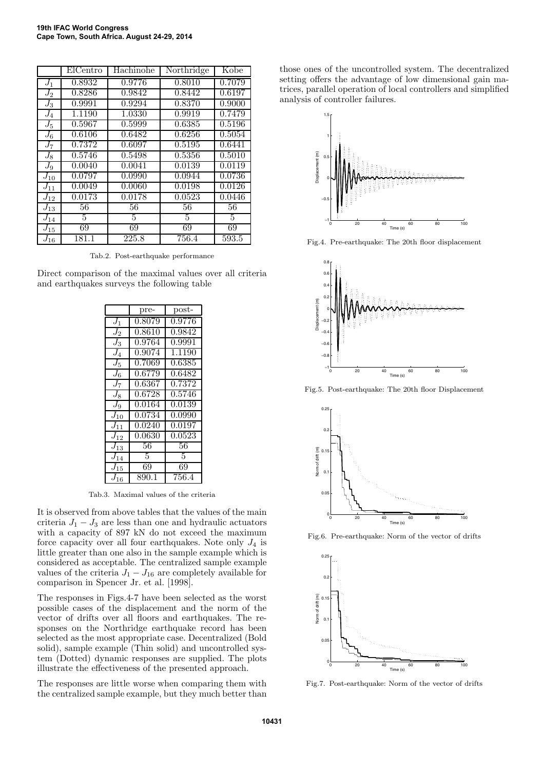| | ElCentro | Hachinohe | Northridge | Kobe |
|---|---|---|---|---|
| $J_1$ | 0.8932 | 0.9776 | 0.8010 | 0.7079 |
| $J_2$ | 0.8286 | 0.9842 | 0.8442 | 0.6197 |
| $J_3$ | 0.9991 | 0.9294 | 0.8370 | 0.9000 |
| $J_4$ | 1.1190 | 1.0330 | 0.9919 | 0.7479 |
| $J_5$ | 0.5967 | 0.5999 | 0.6385 | 0.5196 |
| $J_6$ | 0.6106 | 0.6482 | 0.6256 | 0.5054 |
| $J_7$ | 0.7372 | 0.6097 | 0.5195 | 0.6441 |
| $J_8$ | 0.5746 | 0.5498 | 0.5356 | 0.5010 |
| $J_9$ | 0.0040 | 0.0041 | 0.0139 | 0.0119 |
| $J_{10}$ | 0.0797 | 0.0990 | 0.0944 | 0.0736 |
| $J_{11}$ | 0.0049 | 0.0060 | 0.0198 | 0.0126 |
| $J_{12}$ | 0.0173 | 0.0178 | 0.0523 | 0.0446 |
| $J_{13}$ | 56 | 56 | 56 | 56 |
| $J_{14}$ | 5 | 5 | 5 | 5 |
| $J_{15}$ | 69 | 69 | 69 | 69 |
| $J_{16}$ | 181.1 | 225.8 | 756.4 | 593.5 |

Tab.2. Post-earthquake performance

Direct comparison of the maximal values over all criteria and earthquakes surveys the following table

| | pre- | post- |
|---|---|---|
| $J_1$ | 0.8079 | 0.9776 |
| $J_2$ | 0.8610 | 0.9842 |
| $J_3$ | 0.9764 | 0.9991 |
| $J_4$ | 0.9074 | 1.1190 |
| $J_5$ | 0.7069 | 0.6385 |
| $J_6$ | 0.6779 | 0.6482 |
| $J_7$ | 0.6367 | 0.7372 |
| $J_8$ | 0.6728 | 0.5746 |
| $J_9$ | 0.0164 | 0.0139 |
| $J_{10}$ | 0.0734 | 0.0990 |
| $J_{11}$ | 0.0240 | 0.0197 |
| $J_{12}$ | 0.0630 | 0.0523 |
| $J_{13}$ | 56 | 56 |
| $J_{14}$ | 5 | 5 |
| $J_{15}$ | 69 | 69 |
| $J_{16}$ | 890.1 | 756.4 |

Tab.3. Maximal values of the criteria

It is observed from above tables that the values of the main criteria $J_1 - J_3$ are less than one and hydraulic actuators with a capacity of 897 kN do not exceed the maximum force capacity over all four earthquakes. Note only $J_4$ is little greater than one also in the sample example which is considered as acceptable. The centralized sample example values of the criteria $J_1 - J_{16}$ are completely available for comparison in Spencer Jr. et al. [1998].

The responses in Figs.4-7 have been selected as the worst possible cases of the displacement and the norm of the vector of drifts over all floors and earthquakes. The responses on the Northridge earthquake record has been selected as the most appropriate case. Decentralized (Bold solid), sample example (Thin solid) and uncontrolled system (Dotted) dynamic responses are supplied. The plots illustrate the effectiveness of the presented approach.

The responses are little worse when comparing them with the centralized sample example, but they much better than those ones of the uncontrolled system. The decentralized setting offers the advantage of low dimensional gain matrices, parallel operation of local controllers and simplified analysis of controller failures.

Fig.4. Pre-earthquake: The 20th floor displacement

Fig.5. Post-earthquake: The 20th floor Displacement

Fig.6. Pre-earthquake: Norm of the vector of drifts

Fig.7. Post-earthquake: Norm of the vector of drifts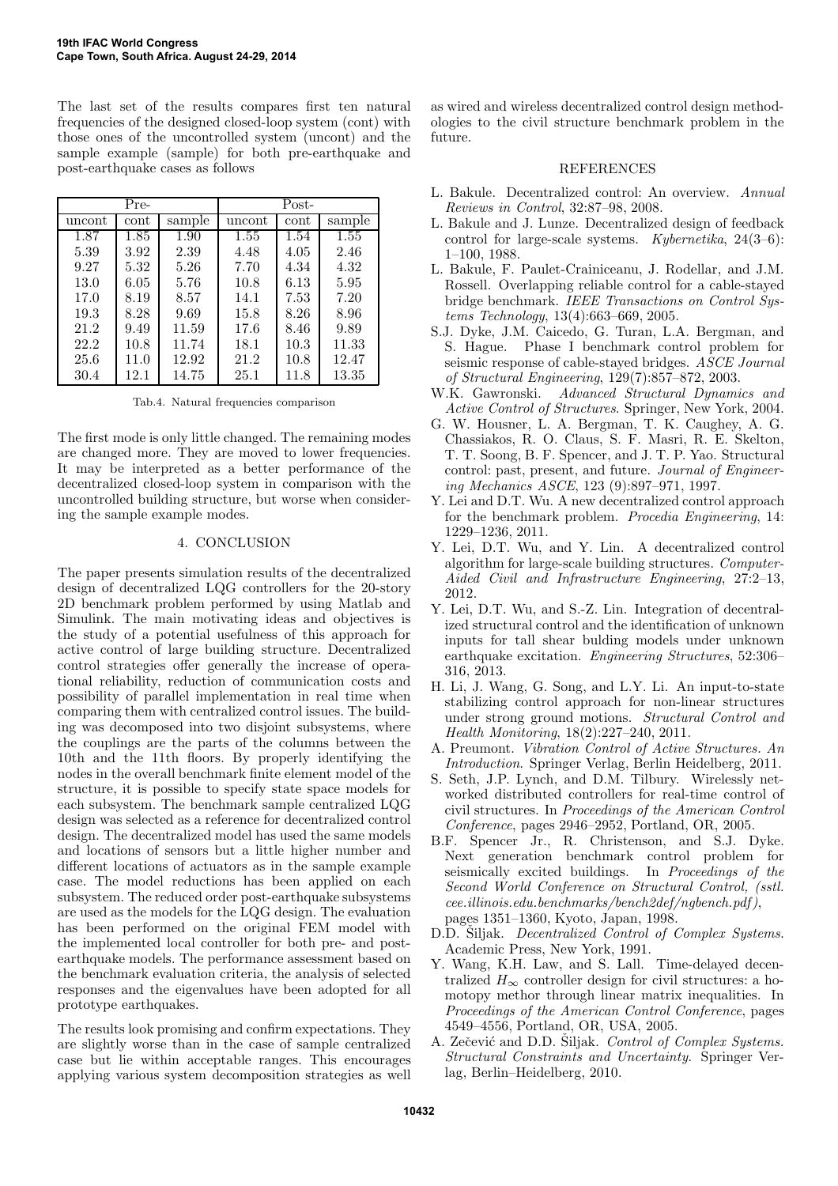The last set of the results compares first ten natural frequencies of the designed closed-loop system (cont) with those ones of the uncontrolled system (uncont) and the sample example (sample) for both pre-earthquake and post-earthquake cases as follows

| Pre- | | | Post- | | |
|---|---|---|---|---|---|
| uncont | cont | sample | uncont | cont | sample |
| 1.87 | 1.85 | 1.90 | 1.55 | 1.54 | 1.55 |
| 5.39 | 3.92 | 2.39 | 4.48 | 4.05 | 2.46 |
| 9.27 | 5.32 | 5.26 | 7.70 | 4.34 | 4.32 |
| 13.0 | 6.05 | 5.76 | 10.8 | 6.13 | 5.95 |
| 17.0 | 8.19 | 8.57 | 14.1 | 7.53 | 7.20 |
| 19.3 | 8.28 | 9.69 | 15.8 | 8.26 | 8.96 |
| 21.2 | 9.49 | 11.59 | 17.6 | 8.46 | 9.89 |
| 22.2 | 10.8 | 11.74 | 18.1 | 10.3 | 11.33 |
| 25.6 | 11.0 | 12.92 | 21.2 | 10.8 | 12.47 |
| 30.4 | 12.1 | 14.75 | 25.1 | 11.8 | 13.35 |

Tab.4. Natural frequencies comparison

The first mode is only little changed. The remaining modes are changed more. They are moved to lower frequencies. It may be interpreted as a better performance of the decentralized closed-loop system in comparison with the uncontrolled building structure, but worse when considering the sample example modes.

## 4. CONCLUSION

The paper presents simulation results of the decentralized design of decentralized LQG controllers for the 20-story 2D benchmark problem performed by using Matlab and Simulink. The main motivating ideas and objectives is the study of a potential usefulness of this approach for active control of large building structure. Decentralized control strategies offer generally the increase of operational reliability, reduction of communication costs and possibility of parallel implementation in real time when comparing them with centralized control issues. The building was decomposed into two disjoint subsystems, where the couplings are the parts of the columns between the 10th and the 11th floors. By properly identifying the nodes in the overall benchmark finite element model of the structure, it is possible to specify state space models for each subsystem. The benchmark sample centralized LQG design was selected as a reference for decentralized control design. The decentralized model has used the same models and locations of sensors but a little higher number and different locations of actuators as in the sample example case. The model reductions has been applied on each subsystem. The reduced order post-earthquake subsystems are used as the models for the LQG design. The evaluation has been performed on the original FEM model with the implemented local controller for both pre- and post-earthquake models. The performance assessment based on the benchmark evaluation criteria, the analysis of selected responses and the eigenvalues have been adopted for all prototype earthquakes.

The results look promising and confirm expectations. They are slightly worse than in the case of sample centralized case but lie within acceptable ranges. This encourages applying various system decomposition strategies as well as wired and wireless decentralized control design methodologies to the civil structure benchmark problem in the future.

## REFERENCES

L. Bakule. Decentralized control: An overview. *Annual Reviews in Control*, 32:87–98, 2008.

L. Bakule and J. Lunze. Decentralized design of feedback control for large-scale systems. *Kybernetika*, 24(3–6): 1–100, 1988.

L. Bakule, F. Paulet-Crainiceanu, J. Rodellar, and J.M. Rossell. Overlapping reliable control for a cable-stayed bridge benchmark. *IEEE Transactions on Control Systems Technology*, 13(4):663–669, 2005.

S.J. Dyke, J.M. Caicedo, G. Turan, L.A. Bergman, and S. Hague. Phase I benchmark control problem for seismic response of cable-stayed bridges. *ASCE Journal of Structural Engineering*, 129(7):857–872, 2003.

W.K. Gawronski. *Advanced Structural Dynamics and Active Control of Structures*. Springer, New York, 2004.

G. W. Housner, L. A. Bergman, T. K. Caughey, A. G. Chassiakos, R. O. Claus, S. F. Masri, R. E. Skelton, T. T. Soong, B. F. Spencer, and J. T. P. Yao. Structural control: past, present, and future. *Journal of Engineering Mechanics ASCE*, 123 (9):897–971, 1997.

Y. Lei and D.T. Wu. A new decentralized control approach for the benchmark problem. *Procedia Engineering*, 14: 1229–1236, 2011.

Y. Lei, D.T. Wu, and Y. Lin. A decentralized control algorithm for large-scale building structures. *Computer-Aided Civil and Infrastructure Engineering*, 27:2–13, 2012.

Y. Lei, D.T. Wu, and S.-Z. Lin. Integration of decentralized structural control and the identification of unknown inputs for tall shear bulding models under unknown earthquake excitation. *Engineering Structures*, 52:306–316, 2013.

H. Li, J. Wang, G. Song, and L.Y. Li. An input-to-state stabilizing control approach for non-linear structures under strong ground motions. *Structural Control and Health Monitoring*, 18(2):227–240, 2011.

A. Preumont. *Vibration Control of Active Structures. An Introduction*. Springer Verlag, Berlin Heidelberg, 2011.

S. Seth, J.P. Lynch, and D.M. Tilbury. Wirelessly networked distributed controllers for real-time control of civil structures. In *Proceedings of the American Control Conference*, pages 2946–2952, Portland, OR, 2005.

B.F. Spencer Jr., R. Christenson, and S.J. Dyke. Next generation benchmark control problem for seismically excited buildings. In *Proceedings of the Second World Conference on Structural Control, (sstl.cee.illinois.edu.benchmarks/bench2def/ngbench.pdf)*, pages 1351–1360, Kyoto, Japan, 1998.

D.D. Šiljak. *Decentralized Control of Complex Systems.* Academic Press, New York, 1991.

Y. Wang, K.H. Law, and S. Lall. Time-delayed decentralized $H_\infty$ controller design for civil structures: a homotopy methor through linear matrix inequalities. In *Proceedings of the American Control Conference*, pages 4549–4556, Portland, OR, USA, 2005.

A. Zečević and D.D. Šiljak. *Control of Complex Systems. Structural Constraints and Uncertainty*. Springer Verlag, Berlin–Heidelberg, 2010.